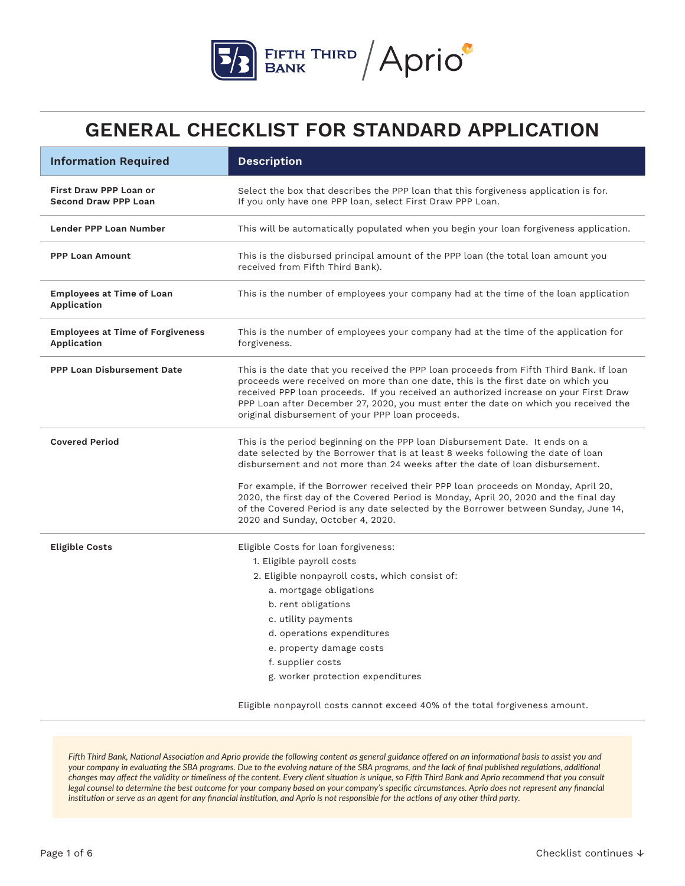# GENERAL CHECKLIST FOR STANDARD APPLICATION

| Information Required | Description |
|---|---|
| **First Draw PPP Loan or Second Draw PPP Loan** | Select the box that describes the PPP loan that this forgiveness application is for. If you only have one PPP loan, select First Draw PPP Loan. |
| **Lender PPP Loan Number** | This will be automatically populated when you begin your loan forgiveness application. |
| **PPP Loan Amount** | This is the disbursed principal amount of the PPP loan (the total loan amount you received from Fifth Third Bank). |
| **Employees at Time of Loan Application** | This is the number of employees your company had at the time of the loan application |
| **Employees at Time of Forgiveness Application** | This is the number of employees your company had at the time of the application for forgiveness. |
| **PPP Loan Disbursement Date** | This is the date that you received the PPP loan proceeds from Fifth Third Bank. If loan proceeds were received on more than one date, this is the first date on which you received PPP loan proceeds. If you received an authorized increase on your First Draw PPP Loan after December 27, 2020, you must enter the date on which you received the original disbursement of your PPP loan proceeds. |
| **Covered Period** | This is the period beginning on the PPP loan Disbursement Date. It ends on a date selected by the Borrower that is at least 8 weeks following the date of loan disbursement and not more than 24 weeks after the date of loan disbursement.<br><br>For example, if the Borrower received their PPP loan proceeds on Monday, April 20, 2020, the first day of the Covered Period is Monday, April 20, 2020 and the final day of the Covered Period is any date selected by the Borrower between Sunday, June 14, 2020 and Sunday, October 4, 2020. |
| **Eligible Costs** | Eligible Costs for loan forgiveness:<br>1. Eligible payroll costs<br>2. Eligible nonpayroll costs, which consist of:<br>a. mortgage obligations<br>b. rent obligations<br>c. utility payments<br>d. operations expenditures<br>e. property damage costs<br>f. supplier costs<br>g. worker protection expenditures<br><br>Eligible nonpayroll costs cannot exceed 40% of the total forgiveness amount. |

*Fifth Third Bank, National Association and Aprio provide the following content as general guidance offered on an informational basis to assist you and your company in evaluating the SBA programs. Due to the evolving nature of the SBA programs, and the lack of final published regulations, additional changes may affect the validity or timeliness of the content. Every client situation is unique, so Fifth Third Bank and Aprio recommend that you consult legal counsel to determine the best outcome for your company based on your company's specific circumstances. Aprio does not represent any financial institution or serve as an agent for any financial institution, and Aprio is not responsible for the actions of any other third party.*

Checklist continues ↓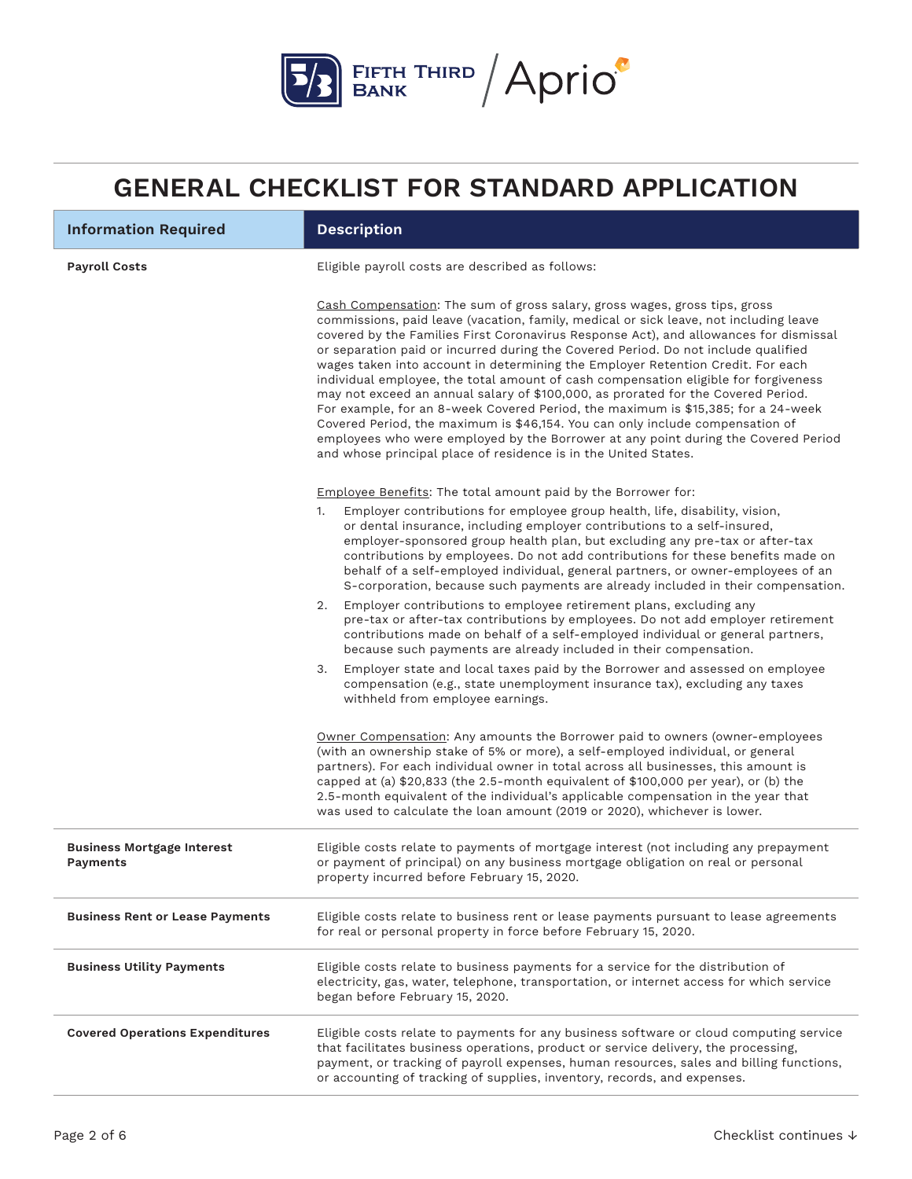# GENERAL CHECKLIST FOR STANDARD APPLICATION

| Information Required | Description |
|---|---|
| **Payroll Costs** | Eligible payroll costs are described as follows:<br><br><u>Cash Compensation</u>: The sum of gross salary, gross wages, gross tips, gross commissions, paid leave (vacation, family, medical or sick leave, not including leave covered by the Families First Coronavirus Response Act), and allowances for dismissal or separation paid or incurred during the Covered Period. Do not include qualified wages taken into account in determining the Employer Retention Credit. For each individual employee, the total amount of cash compensation eligible for forgiveness may not exceed an annual salary of $100,000, as prorated for the Covered Period. For example, for an 8-week Covered Period, the maximum is $15,385; for a 24-week Covered Period, the maximum is $46,154. You can only include compensation of employees who were employed by the Borrower at any point during the Covered Period and whose principal place of residence is in the United States.<br><br><u>Employee Benefits</u>: The total amount paid by the Borrower for:<br>1. Employer contributions for employee group health, life, disability, vision, or dental insurance, including employer contributions to a self-insured, employer-sponsored group health plan, but excluding any pre-tax or after-tax contributions by employees. Do not add contributions for these benefits made on behalf of a self-employed individual, general partners, or owner-employees of an S-corporation, because such payments are already included in their compensation.<br>2. Employer contributions to employee retirement plans, excluding any pre-tax or after-tax contributions by employees. Do not add employer retirement contributions made on behalf of a self-employed individual or general partners, because such payments are already included in their compensation.<br>3. Employer state and local taxes paid by the Borrower and assessed on employee compensation (e.g., state unemployment insurance tax), excluding any taxes withheld from employee earnings.<br><br><u>Owner Compensation</u>: Any amounts the Borrower paid to owners (owner-employees (with an ownership stake of 5% or more), a self-employed individual, or general partners). For each individual owner in total across all businesses, this amount is capped at (a) $20,833 (the 2.5-month equivalent of $100,000 per year), or (b) the 2.5-month equivalent of the individual's applicable compensation in the year that was used to calculate the loan amount (2019 or 2020), whichever is lower. |
| **Business Mortgage Interest Payments** | Eligible costs relate to payments of mortgage interest (not including any prepayment or payment of principal) on any business mortgage obligation on real or personal property incurred before February 15, 2020. |
| **Business Rent or Lease Payments** | Eligible costs relate to business rent or lease payments pursuant to lease agreements for real or personal property in force before February 15, 2020. |
| **Business Utility Payments** | Eligible costs relate to business payments for a service for the distribution of electricity, gas, water, telephone, transportation, or internet access for which service began before February 15, 2020. |
| **Covered Operations Expenditures** | Eligible costs relate to payments for any business software or cloud computing service that facilitates business operations, product or service delivery, the processing, payment, or tracking of payroll expenses, human resources, sales and billing functions, or accounting of tracking of supplies, inventory, records, and expenses. |

Checklist continues ↓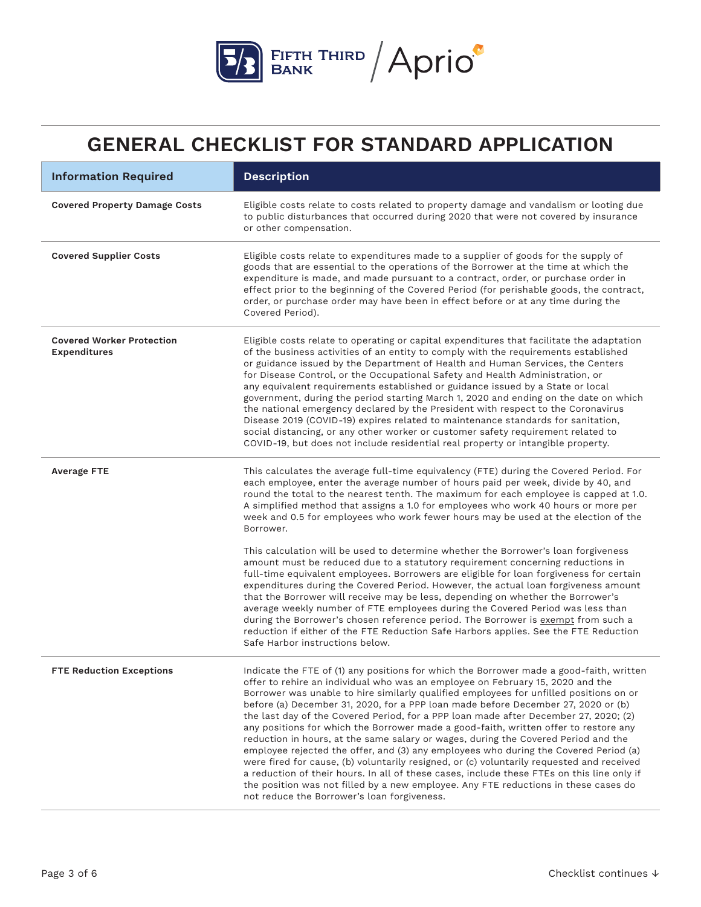# GENERAL CHECKLIST FOR STANDARD APPLICATION

| Information Required | Description |
| --- | --- |
| **Covered Property Damage Costs** | Eligible costs relate to costs related to property damage and vandalism or looting due to public disturbances that occurred during 2020 that were not covered by insurance or other compensation. |
| **Covered Supplier Costs** | Eligible costs relate to expenditures made to a supplier of goods for the supply of goods that are essential to the operations of the Borrower at the time at which the expenditure is made, and made pursuant to a contract, order, or purchase order in effect prior to the beginning of the Covered Period (for perishable goods, the contract, order, or purchase order may have been in effect before or at any time during the Covered Period). |
| **Covered Worker Protection Expenditures** | Eligible costs relate to operating or capital expenditures that facilitate the adaptation of the business activities of an entity to comply with the requirements established or guidance issued by the Department of Health and Human Services, the Centers for Disease Control, or the Occupational Safety and Health Administration, or any equivalent requirements established or guidance issued by a State or local government, during the period starting March 1, 2020 and ending on the date on which the national emergency declared by the President with respect to the Coronavirus Disease 2019 (COVID-19) expires related to maintenance standards for sanitation, social distancing, or any other worker or customer safety requirement related to COVID-19, but does not include residential real property or intangible property. |
| **Average FTE** | This calculates the average full-time equivalency (FTE) during the Covered Period. For each employee, enter the average number of hours paid per week, divide by 40, and round the total to the nearest tenth. The maximum for each employee is capped at 1.0. A simplified method that assigns a 1.0 for employees who work 40 hours or more per week and 0.5 for employees who work fewer hours may be used at the election of the Borrower.<br><br>This calculation will be used to determine whether the Borrower's loan forgiveness amount must be reduced due to a statutory requirement concerning reductions in full-time equivalent employees. Borrowers are eligible for loan forgiveness for certain expenditures during the Covered Period. However, the actual loan forgiveness amount that the Borrower will receive may be less, depending on whether the Borrower's average weekly number of FTE employees during the Covered Period was less than during the Borrower's chosen reference period. The Borrower is exempt from such a reduction if either of the FTE Reduction Safe Harbors applies. See the FTE Reduction Safe Harbor instructions below. |
| **FTE Reduction Exceptions** | Indicate the FTE of (1) any positions for which the Borrower made a good-faith, written offer to rehire an individual who was an employee on February 15, 2020 and the Borrower was unable to hire similarly qualified employees for unfilled positions on or before (a) December 31, 2020, for a PPP loan made before December 27, 2020 or (b) the last day of the Covered Period, for a PPP loan made after December 27, 2020; (2) any positions for which the Borrower made a good-faith, written offer to restore any reduction in hours, at the same salary or wages, during the Covered Period and the employee rejected the offer, and (3) any employees who during the Covered Period (a) were fired for cause, (b) voluntarily resigned, or (c) voluntarily requested and received a reduction of their hours. In all of these cases, include these FTEs on this line only if the position was not filled by a new employee. Any FTE reductions in these cases do not reduce the Borrower's loan forgiveness. |

Checklist continues ↓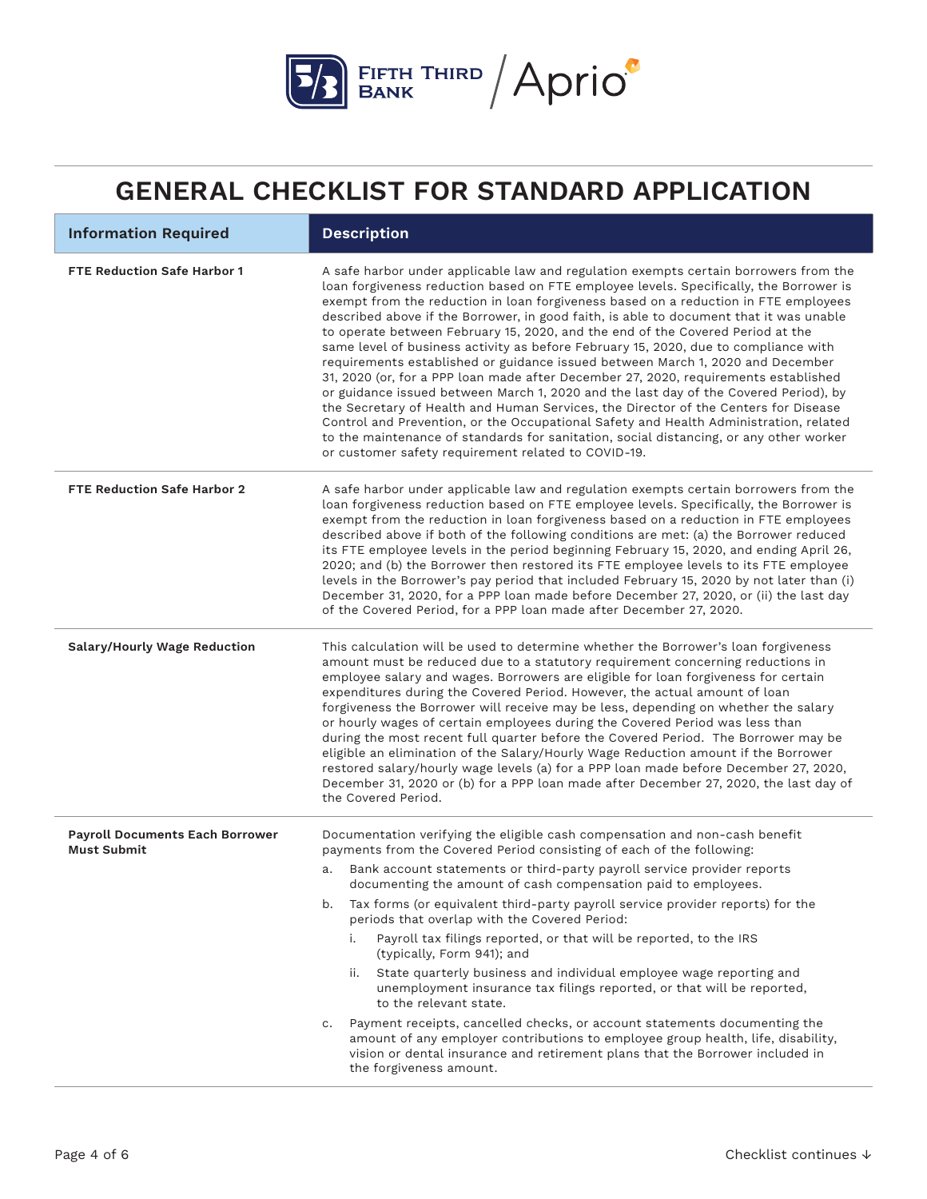# GENERAL CHECKLIST FOR STANDARD APPLICATION

| Information Required | Description |
|---|---|
| **FTE Reduction Safe Harbor 1** | A safe harbor under applicable law and regulation exempts certain borrowers from the loan forgiveness reduction based on FTE employee levels. Specifically, the Borrower is exempt from the reduction in loan forgiveness based on a reduction in FTE employees described above if the Borrower, in good faith, is able to document that it was unable to operate between February 15, 2020, and the end of the Covered Period at the same level of business activity as before February 15, 2020, due to compliance with requirements established or guidance issued between March 1, 2020 and December 31, 2020 (or, for a PPP loan made after December 27, 2020, requirements established or guidance issued between March 1, 2020 and the last day of the Covered Period), by the Secretary of Health and Human Services, the Director of the Centers for Disease Control and Prevention, or the Occupational Safety and Health Administration, related to the maintenance of standards for sanitation, social distancing, or any other worker or customer safety requirement related to COVID-19. |
| **FTE Reduction Safe Harbor 2** | A safe harbor under applicable law and regulation exempts certain borrowers from the loan forgiveness reduction based on FTE employee levels. Specifically, the Borrower is exempt from the reduction in loan forgiveness based on a reduction in FTE employees described above if both of the following conditions are met: (a) the Borrower reduced its FTE employee levels in the period beginning February 15, 2020, and ending April 26, 2020; and (b) the Borrower then restored its FTE employee levels to its FTE employee levels in the Borrower's pay period that included February 15, 2020 by not later than (i) December 31, 2020, for a PPP loan made before December 27, 2020, or (ii) the last day of the Covered Period, for a PPP loan made after December 27, 2020. |
| **Salary/Hourly Wage Reduction** | This calculation will be used to determine whether the Borrower's loan forgiveness amount must be reduced due to a statutory requirement concerning reductions in employee salary and wages. Borrowers are eligible for loan forgiveness for certain expenditures during the Covered Period. However, the actual amount of loan forgiveness the Borrower will receive may be less, depending on whether the salary or hourly wages of certain employees during the Covered Period was less than during the most recent full quarter before the Covered Period. The Borrower may be eligible an elimination of the Salary/Hourly Wage Reduction amount if the Borrower restored salary/hourly wage levels (a) for a PPP loan made before December 27, 2020, December 31, 2020 or (b) for a PPP loan made after December 27, 2020, the last day of the Covered Period. |
| **Payroll Documents Each Borrower Must Submit** | Documentation verifying the eligible cash compensation and non-cash benefit payments from the Covered Period consisting of each of the following:<br>a. Bank account statements or third-party payroll service provider reports documenting the amount of cash compensation paid to employees.<br>b. Tax forms (or equivalent third-party payroll service provider reports) for the periods that overlap with the Covered Period:<br>&nbsp;&nbsp;&nbsp;i. Payroll tax filings reported, or that will be reported, to the IRS (typically, Form 941); and<br>&nbsp;&nbsp;&nbsp;ii. State quarterly business and individual employee wage reporting and unemployment insurance tax filings reported, or that will be reported, to the relevant state.<br>c. Payment receipts, cancelled checks, or account statements documenting the amount of any employer contributions to employee group health, life, disability, vision or dental insurance and retirement plans that the Borrower included in the forgiveness amount. |

Checklist continues ↓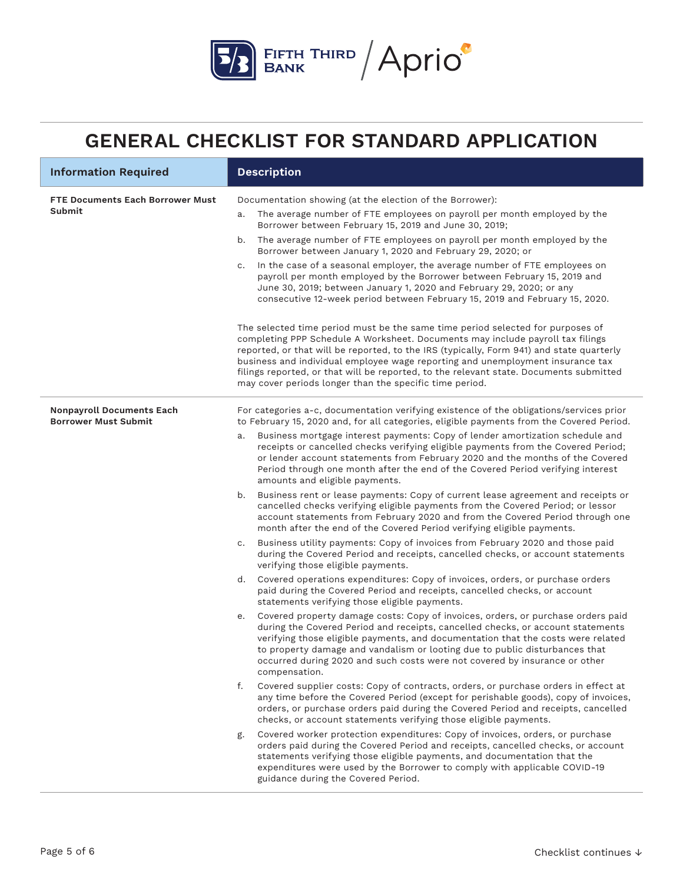# GENERAL CHECKLIST FOR STANDARD APPLICATION

| Information Required | Description |
| --- | --- |
| **FTE Documents Each Borrower Must Submit** | Documentation showing (at the election of the Borrower):<br>a. The average number of FTE employees on payroll per month employed by the Borrower between February 15, 2019 and June 30, 2019;<br>b. The average number of FTE employees on payroll per month employed by the Borrower between January 1, 2020 and February 29, 2020; or<br>c. In the case of a seasonal employer, the average number of FTE employees on payroll per month employed by the Borrower between February 15, 2019 and June 30, 2019; between January 1, 2020 and February 29, 2020; or any consecutive 12-week period between February 15, 2019 and February 15, 2020.<br><br>The selected time period must be the same time period selected for purposes of completing PPP Schedule A Worksheet. Documents may include payroll tax filings reported, or that will be reported, to the IRS (typically, Form 941) and state quarterly business and individual employee wage reporting and unemployment insurance tax filings reported, or that will be reported, to the relevant state. Documents submitted may cover periods longer than the specific time period. |
| **Nonpayroll Documents Each Borrower Must Submit** | For categories a-c, documentation verifying existence of the obligations/services prior to February 15, 2020 and, for all categories, eligible payments from the Covered Period.<br>a. Business mortgage interest payments: Copy of lender amortization schedule and receipts or cancelled checks verifying eligible payments from the Covered Period; or lender account statements from February 2020 and the months of the Covered Period through one month after the end of the Covered Period verifying interest amounts and eligible payments.<br>b. Business rent or lease payments: Copy of current lease agreement and receipts or cancelled checks verifying eligible payments from the Covered Period; or lessor account statements from February 2020 and from the Covered Period through one month after the end of the Covered Period verifying eligible payments.<br>c. Business utility payments: Copy of invoices from February 2020 and those paid during the Covered Period and receipts, cancelled checks, or account statements verifying those eligible payments.<br>d. Covered operations expenditures: Copy of invoices, orders, or purchase orders paid during the Covered Period and receipts, cancelled checks, or account statements verifying those eligible payments.<br>e. Covered property damage costs: Copy of invoices, orders, or purchase orders paid during the Covered Period and receipts, cancelled checks, or account statements verifying those eligible payments, and documentation that the costs were related to property damage and vandalism or looting due to public disturbances that occurred during 2020 and such costs were not covered by insurance or other compensation.<br>f. Covered supplier costs: Copy of contracts, orders, or purchase orders in effect at any time before the Covered Period (except for perishable goods), copy of invoices, orders, or purchase orders paid during the Covered Period and receipts, cancelled checks, or account statements verifying those eligible payments.<br>g. Covered worker protection expenditures: Copy of invoices, orders, or purchase orders paid during the Covered Period and receipts, cancelled checks, or account statements verifying those eligible payments, and documentation that the expenditures were used by the Borrower to comply with applicable COVID-19 guidance during the Covered Period. |

Checklist continues ↓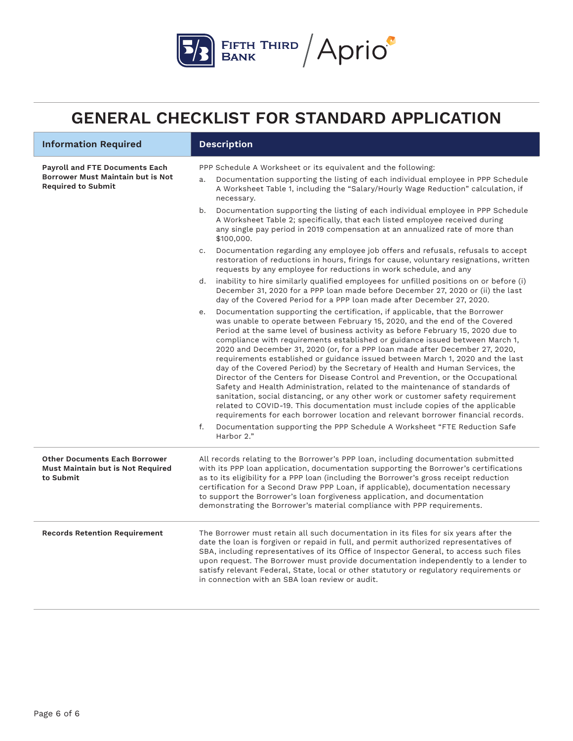# GENERAL CHECKLIST FOR STANDARD APPLICATION

| Information Required | Description |
|---|---|
| **Payroll and FTE Documents Each Borrower Must Maintain but is Not Required to Submit** | PPP Schedule A Worksheet or its equivalent and the following:<br>a. Documentation supporting the listing of each individual employee in PPP Schedule A Worksheet Table 1, including the "Salary/Hourly Wage Reduction" calculation, if necessary.<br>b. Documentation supporting the listing of each individual employee in PPP Schedule A Worksheet Table 2; specifically, that each listed employee received during any single pay period in 2019 compensation at an annualized rate of more than $100,000.<br>c. Documentation regarding any employee job offers and refusals, refusals to accept restoration of reductions in hours, firings for cause, voluntary resignations, written requests by any employee for reductions in work schedule, and any<br>d. inability to hire similarly qualified employees for unfilled positions on or before (i) December 31, 2020 for a PPP loan made before December 27, 2020 or (ii) the last day of the Covered Period for a PPP loan made after December 27, 2020.<br>e. Documentation supporting the certification, if applicable, that the Borrower was unable to operate between February 15, 2020, and the end of the Covered Period at the same level of business activity as before February 15, 2020 due to compliance with requirements established or guidance issued between March 1, 2020 and December 31, 2020 (or, for a PPP loan made after December 27, 2020, requirements established or guidance issued between March 1, 2020 and the last day of the Covered Period) by the Secretary of Health and Human Services, the Director of the Centers for Disease Control and Prevention, or the Occupational Safety and Health Administration, related to the maintenance of standards of sanitation, social distancing, or any other work or customer safety requirement related to COVID-19. This documentation must include copies of the applicable requirements for each borrower location and relevant borrower financial records.<br>f. Documentation supporting the PPP Schedule A Worksheet "FTE Reduction Safe Harbor 2." |
| **Other Documents Each Borrower Must Maintain but is Not Required to Submit** | All records relating to the Borrower's PPP loan, including documentation submitted with its PPP loan application, documentation supporting the Borrower's certifications as to its eligibility for a PPP loan (including the Borrower's gross receipt reduction certification for a Second Draw PPP Loan, if applicable), documentation necessary to support the Borrower's loan forgiveness application, and documentation demonstrating the Borrower's material compliance with PPP requirements. |
| **Records Retention Requirement** | The Borrower must retain all such documentation in its files for six years after the date the loan is forgiven or repaid in full, and permit authorized representatives of SBA, including representatives of its Office of Inspector General, to access such files upon request. The Borrower must provide documentation independently to a lender to satisfy relevant Federal, State, local or other statutory or regulatory requirements or in connection with an SBA loan review or audit. |